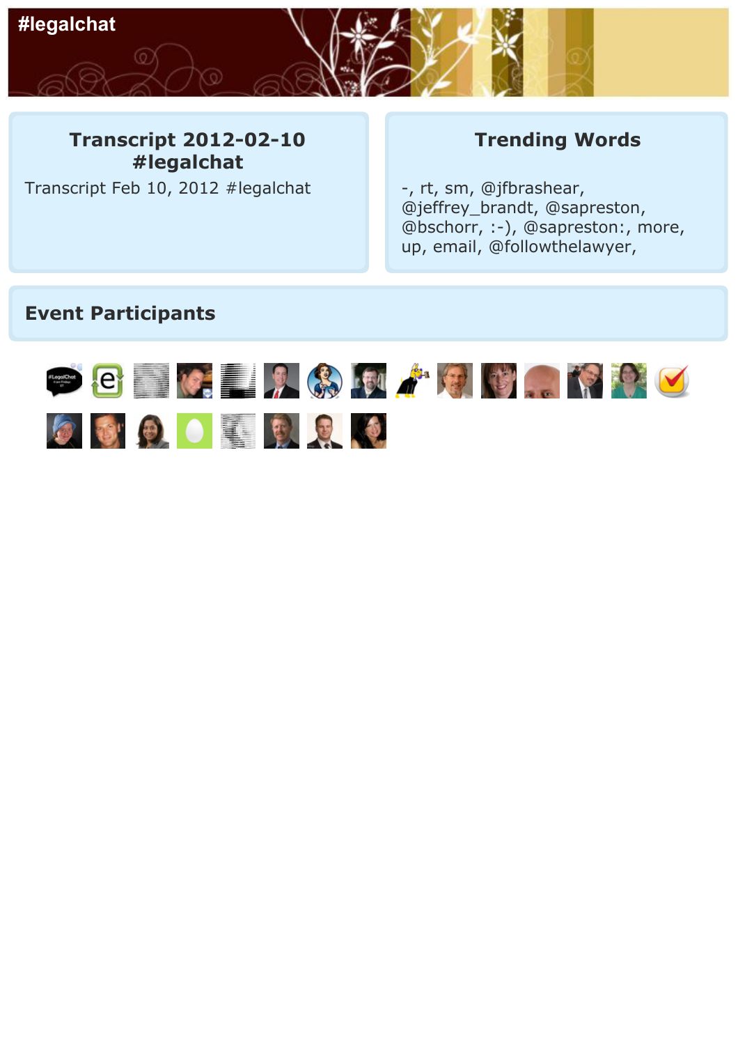# #legalchat

## Transcript 2012-02-10 #legalchat

Transcript Feb 10, 2012 #legalchat

## Trending Words

-, rt, sm, @jfbrashear, @jeffrey_brandt, @sapreston, @bschorr, :-), @sapreston:, more, up, email, @followthelawyer,

## Event Participants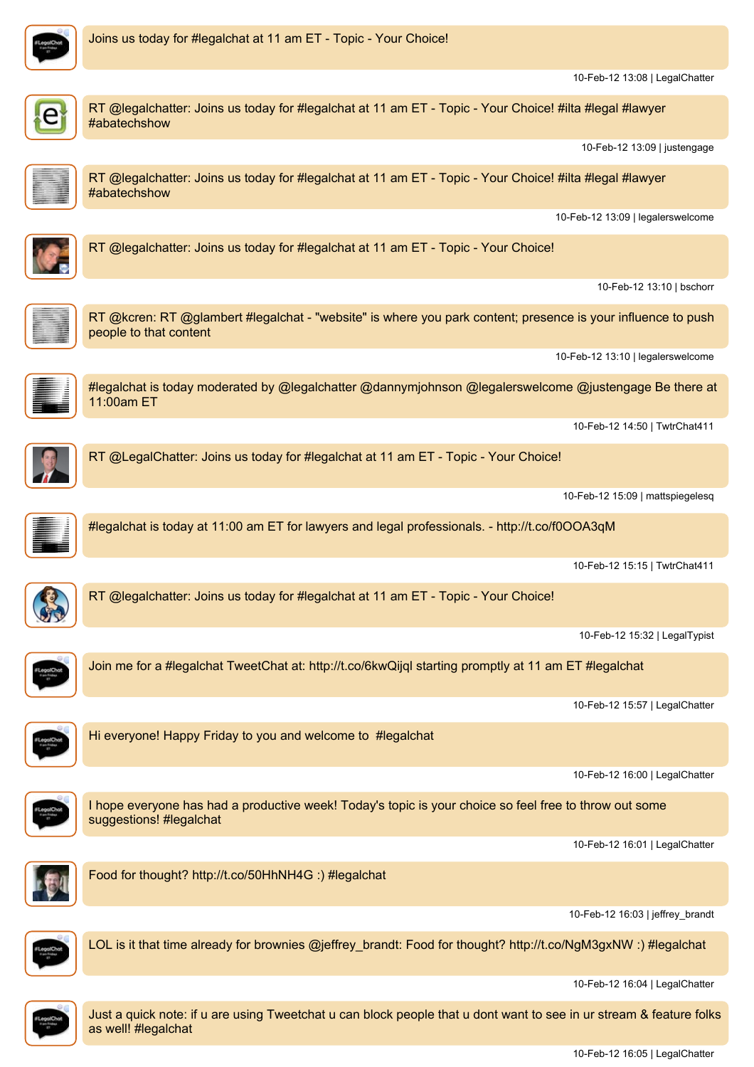Joins us today for #legalchat at 11 am ET - Topic - Your Choice!

10-Feb-12 13:08 | LegalChatter

RT @legalchatter: Joins us today for #legalchat at 11 am ET - Topic - Your Choice! #ilta #legal #lawyer #abatechshow

10-Feb-12 13:09 | justengage

RT @legalchatter: Joins us today for #legalchat at 11 am ET - Topic - Your Choice! #ilta #legal #lawyer #abatechshow

10-Feb-12 13:09 | legalerswelcome

RT @legalchatter: Joins us today for #legalchat at 11 am ET - Topic - Your Choice!

10-Feb-12 13:10 | bschorr

RT @kcren: RT @glambert #legalchat - "website" is where you park content; presence is your influence to push people to that content

10-Feb-12 13:10 | legalerswelcome

#legalchat is today moderated by @legalchatter @dannymjohnson @legalerswelcome @justengage Be there at 11:00am ET

10-Feb-12 14:50 | TwtrChat411

RT @LegalChatter: Joins us today for #legalchat at 11 am ET - Topic - Your Choice!

10-Feb-12 15:09 | mattspiegelesq

#legalchat is today at 11:00 am ET for lawyers and legal professionals. - http://t.co/f0OOA3qM

10-Feb-12 15:15 | TwtrChat411

RT @legalchatter: Joins us today for #legalchat at 11 am ET - Topic - Your Choice!

10-Feb-12 15:32 | LegalTypist

Join me for a #legalchat TweetChat at: http://t.co/6kwQijql starting promptly at 11 am ET #legalchat

10-Feb-12 15:57 | LegalChatter

Hi everyone! Happy Friday to you and welcome to #legalchat

10-Feb-12 16:00 | LegalChatter

I hope everyone has had a productive week! Today's topic is your choice so feel free to throw out some suggestions! #legalchat

10-Feb-12 16:01 | LegalChatter

Food for thought? http://t.co/50HhNH4G :) #legalchat

10-Feb-12 16:03 | jeffrey_brandt

LOL is it that time already for brownies @jeffrey_brandt: Food for thought? http://t.co/NgM3gxNW :) #legalchat

10-Feb-12 16:04 | LegalChatter

Just a quick note: if u are using Tweetchat u can block people that u dont want to see in ur stream & feature folks as well! #legalchat

10-Feb-12 16:05 | LegalChatter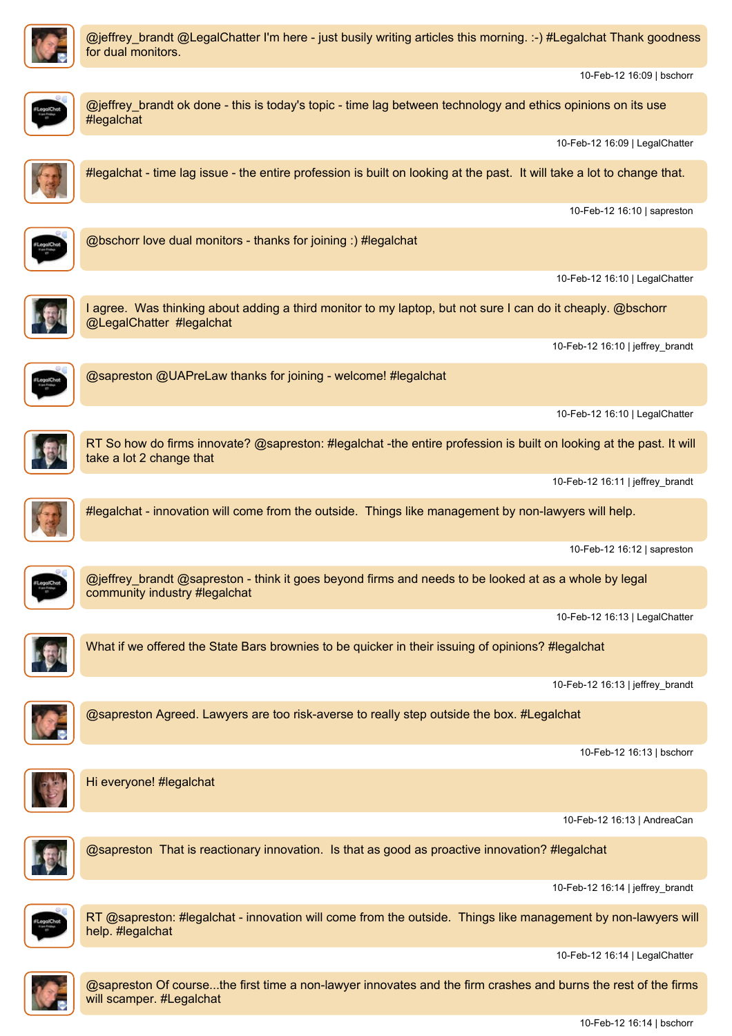@jeffrey_brandt @LegalChatter I'm here - just busily writing articles this morning. :-) #Legalchat Thank goodness for dual monitors.

10-Feb-12 16:09 | bschorr

@jeffrey_brandt ok done - this is today's topic - time lag between technology and ethics opinions on its use #legalchat

10-Feb-12 16:09 | LegalChatter

#legalchat - time lag issue - the entire profession is built on looking at the past. It will take a lot to change that.

10-Feb-12 16:10 | sapreston

@bschorr love dual monitors - thanks for joining :) #legalchat

10-Feb-12 16:10 | LegalChatter

I agree. Was thinking about adding a third monitor to my laptop, but not sure I can do it cheaply. @bschorr @LegalChatter #legalchat

10-Feb-12 16:10 | jeffrey_brandt

@sapreston @UAPreLaw thanks for joining - welcome! #legalchat

10-Feb-12 16:10 | LegalChatter

RT So how do firms innovate? @sapreston: #legalchat -the entire profession is built on looking at the past. It will take a lot 2 change that

10-Feb-12 16:11 | jeffrey_brandt

#legalchat - innovation will come from the outside. Things like management by non-lawyers will help.

10-Feb-12 16:12 | sapreston

@jeffrey_brandt @sapreston - think it goes beyond firms and needs to be looked at as a whole by legal community industry #legalchat

10-Feb-12 16:13 | LegalChatter

What if we offered the State Bars brownies to be quicker in their issuing of opinions? #legalchat

10-Feb-12 16:13 | jeffrey_brandt

@sapreston Agreed. Lawyers are too risk-averse to really step outside the box. #Legalchat

10-Feb-12 16:13 | bschorr

Hi everyone! #legalchat

10-Feb-12 16:13 | AndreaCan

@sapreston That is reactionary innovation. Is that as good as proactive innovation? #legalchat

10-Feb-12 16:14 | jeffrey_brandt

RT @sapreston: #legalchat - innovation will come from the outside. Things like management by non-lawyers will help. #legalchat

10-Feb-12 16:14 | LegalChatter

@sapreston Of course...the first time a non-lawyer innovates and the firm crashes and burns the rest of the firms will scamper. #Legalchat

10-Feb-12 16:14 | bschorr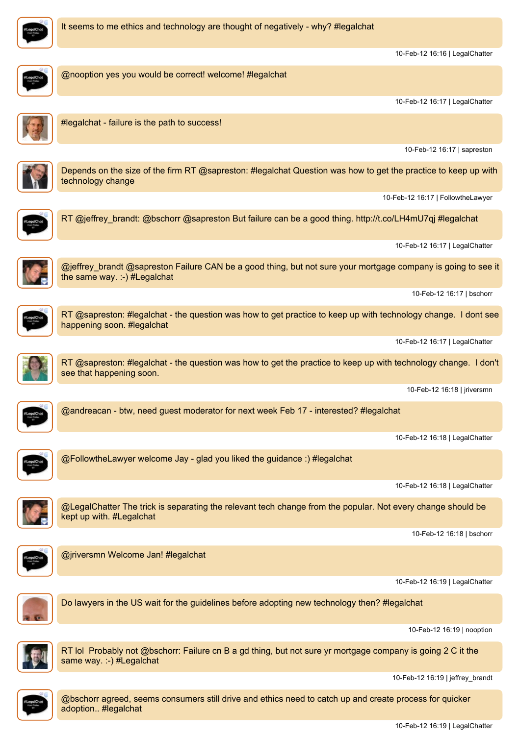It seems to me ethics and technology are thought of negatively - why? #legalchat

10-Feb-12 16:16 | LegalChatter

@nooption yes you would be correct! welcome! #legalchat

10-Feb-12 16:17 | LegalChatter

#legalchat - failure is the path to success!

10-Feb-12 16:17 | sapreston

Depends on the size of the firm RT @sapreston: #legalchat Question was how to get the practice to keep up with technology change

10-Feb-12 16:17 | FollowtheLawyer

RT @jeffrey_brandt: @bschorr @sapreston But failure can be a good thing. http://t.co/LH4mU7qj #legalchat

10-Feb-12 16:17 | LegalChatter

@jeffrey_brandt @sapreston Failure CAN be a good thing, but not sure your mortgage company is going to see it the same way. :-) #Legalchat

10-Feb-12 16:17 | bschorr

RT @sapreston: #legalchat - the question was how to get practice to keep up with technology change. I dont see happening soon. #legalchat

10-Feb-12 16:17 | LegalChatter

RT @sapreston: #legalchat - the question was how to get the practice to keep up with technology change. I don't see that happening soon.

10-Feb-12 16:18 | jriversmn

@andreacan - btw, need guest moderator for next week Feb 17 - interested? #legalchat

10-Feb-12 16:18 | LegalChatter

@FollowtheLawyer welcome Jay - glad you liked the guidance :) #legalchat

10-Feb-12 16:18 | LegalChatter

@LegalChatter The trick is separating the relevant tech change from the popular. Not every change should be kept up with. #Legalchat

10-Feb-12 16:18 | bschorr

@jriversmn Welcome Jan! #legalchat

10-Feb-12 16:19 | LegalChatter

Do lawyers in the US wait for the guidelines before adopting new technology then? #legalchat

10-Feb-12 16:19 | nooption

RT lol Probably not @bschorr: Failure cn B a gd thing, but not sure yr mortgage company is going 2 C it the same way. :-) #Legalchat

10-Feb-12 16:19 | jeffrey_brandt

@bschorr agreed, seems consumers still drive and ethics need to catch up and create process for quicker adoption.. #legalchat

10-Feb-12 16:19 | LegalChatter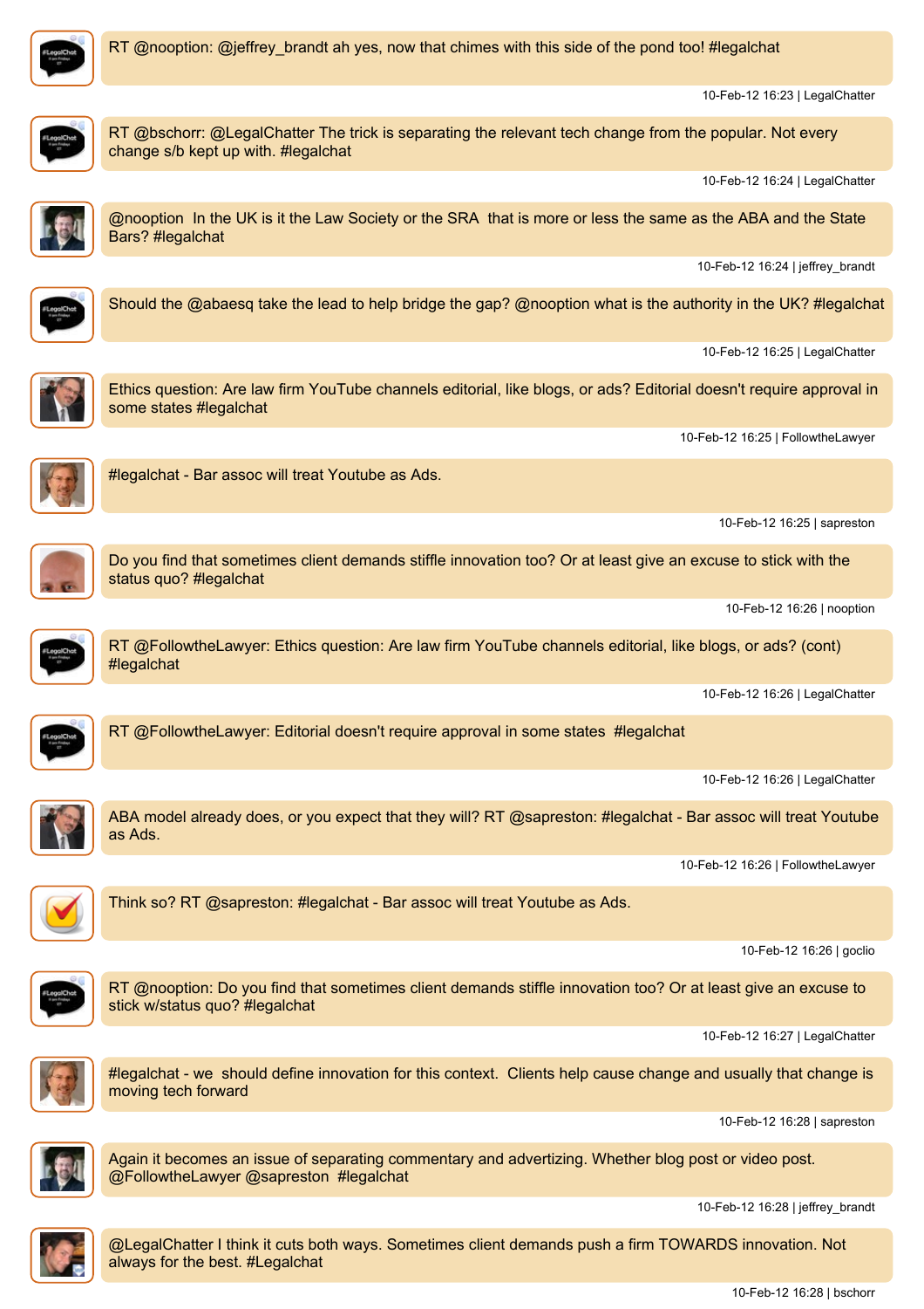RT @nooption: @jeffrey_brandt ah yes, now that chimes with this side of the pond too! #legalchat

10-Feb-12 16:23 | LegalChatter

RT @bschorr: @LegalChatter The trick is separating the relevant tech change from the popular. Not every change s/b kept up with. #legalchat

10-Feb-12 16:24 | LegalChatter

@nooption In the UK is it the Law Society or the SRA that is more or less the same as the ABA and the State Bars? #legalchat

10-Feb-12 16:24 | jeffrey_brandt

Should the @abaesq take the lead to help bridge the gap? @nooption what is the authority in the UK? #legalchat

10-Feb-12 16:25 | LegalChatter

Ethics question: Are law firm YouTube channels editorial, like blogs, or ads? Editorial doesn't require approval in some states #legalchat

10-Feb-12 16:25 | FollowtheLawyer

#legalchat - Bar assoc will treat Youtube as Ads.

10-Feb-12 16:25 | sapreston

Do you find that sometimes client demands stiffle innovation too? Or at least give an excuse to stick with the status quo? #legalchat

10-Feb-12 16:26 | nooption

RT @FollowtheLawyer: Ethics question: Are law firm YouTube channels editorial, like blogs, or ads? (cont) #legalchat

10-Feb-12 16:26 | LegalChatter

RT @FollowtheLawyer: Editorial doesn't require approval in some states #legalchat

10-Feb-12 16:26 | LegalChatter

ABA model already does, or you expect that they will? RT @sapreston: #legalchat - Bar assoc will treat Youtube as Ads.

10-Feb-12 16:26 | FollowtheLawyer

Think so? RT @sapreston: #legalchat - Bar assoc will treat Youtube as Ads.

10-Feb-12 16:26 | goclio

RT @nooption: Do you find that sometimes client demands stiffle innovation too? Or at least give an excuse to stick w/status quo? #legalchat

10-Feb-12 16:27 | LegalChatter

#legalchat - we should define innovation for this context. Clients help cause change and usually that change is moving tech forward

10-Feb-12 16:28 | sapreston

Again it becomes an issue of separating commentary and advertizing. Whether blog post or video post. @FollowtheLawyer @sapreston #legalchat

10-Feb-12 16:28 | jeffrey_brandt

@LegalChatter I think it cuts both ways. Sometimes client demands push a firm TOWARDS innovation. Not always for the best. #Legalchat

10-Feb-12 16:28 | bschorr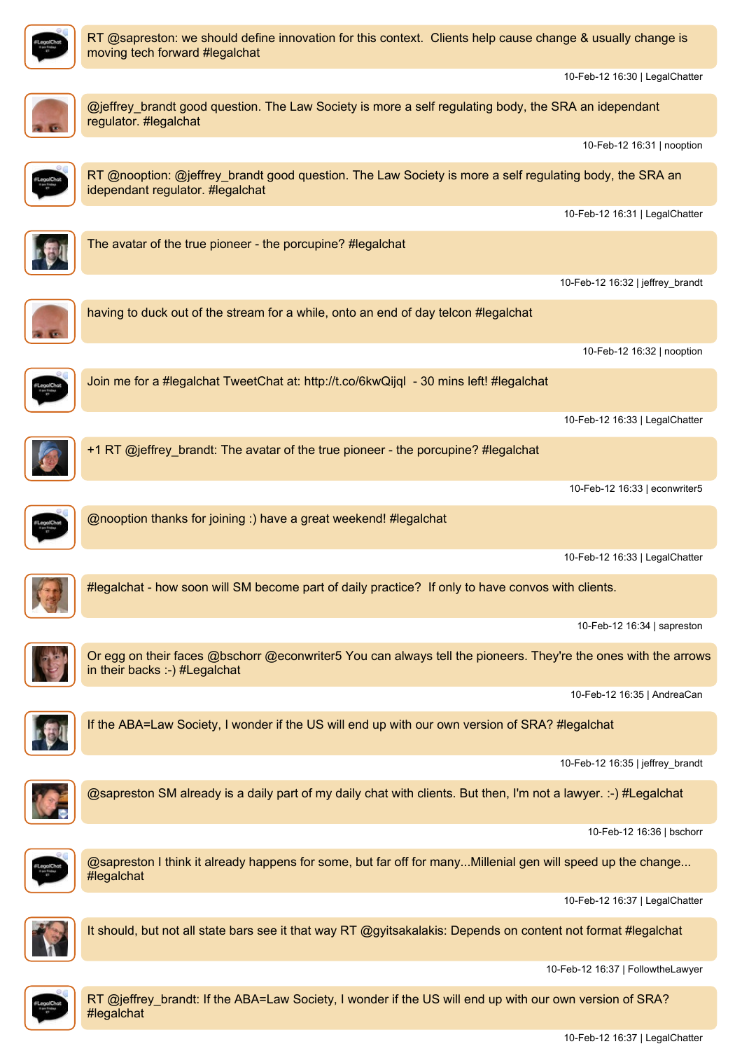RT @sapreston: we should define innovation for this context.  Clients help cause change & usually change is moving tech forward #legalchat

10-Feb-12 16:30 | LegalChatter

@jeffrey_brandt good question. The Law Society is more a self regulating body, the SRA an idependant regulator. #legalchat

10-Feb-12 16:31 | nooption

RT @nooption: @jeffrey_brandt good question. The Law Society is more a self regulating body, the SRA an idependant regulator. #legalchat

10-Feb-12 16:31 | LegalChatter

The avatar of the true pioneer - the porcupine? #legalchat

10-Feb-12 16:32 | jeffrey_brandt

having to duck out of the stream for a while, onto an end of day telcon #legalchat

10-Feb-12 16:32 | nooption

Join me for a #legalchat TweetChat at: http://t.co/6kwQijql  - 30 mins left! #legalchat

10-Feb-12 16:33 | LegalChatter

+1 RT @jeffrey_brandt: The avatar of the true pioneer - the porcupine? #legalchat

10-Feb-12 16:33 | econwriter5

@nooption thanks for joining :) have a great weekend! #legalchat

10-Feb-12 16:33 | LegalChatter

#legalchat - how soon will SM become part of daily practice?  If only to have convos with clients.

10-Feb-12 16:34 | sapreston

Or egg on their faces @bschorr @econwriter5 You can always tell the pioneers. They're the ones with the arrows in their backs :-) #Legalchat

10-Feb-12 16:35 | AndreaCan

If the ABA=Law Society, I wonder if the US will end up with our own version of SRA? #legalchat

10-Feb-12 16:35 | jeffrey_brandt

@sapreston SM already is a daily part of my daily chat with clients. But then, I'm not a lawyer. :-) #Legalchat

10-Feb-12 16:36 | bschorr

@sapreston I think it already happens for some, but far off for many...Millenial gen will speed up the change... #legalchat

10-Feb-12 16:37 | LegalChatter

It should, but not all state bars see it that way RT @gyitsakalakis: Depends on content not format #legalchat

10-Feb-12 16:37 | FollowtheLawyer

RT @jeffrey_brandt: If the ABA=Law Society, I wonder if the US will end up with our own version of SRA? #legalchat

10-Feb-12 16:37 | LegalChatter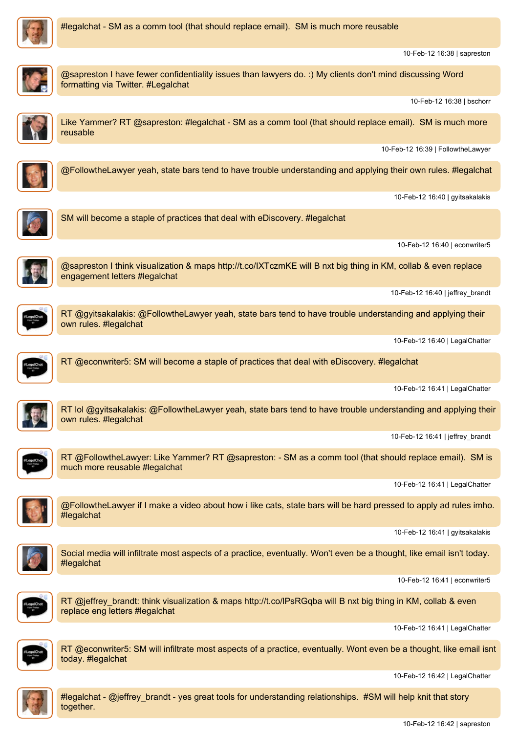#legalchat - SM as a comm tool (that should replace email).  SM is much more reusable

10-Feb-12 16:38 | sapreston

@sapreston I have fewer confidentiality issues than lawyers do. :) My clients don't mind discussing Word formatting via Twitter. #Legalchat

10-Feb-12 16:38 | bschorr

Like Yammer? RT @sapreston: #legalchat - SM as a comm tool (that should replace email).  SM is much more reusable

10-Feb-12 16:39 | FollowtheLawyer

@FollowtheLawyer yeah, state bars tend to have trouble understanding and applying their own rules. #legalchat

10-Feb-12 16:40 | gyitsakalakis

SM will become a staple of practices that deal with eDiscovery. #legalchat

10-Feb-12 16:40 | econwriter5

@sapreston I think visualization & maps http://t.co/IXTczmKE will B nxt big thing in KM, collab & even replace engagement letters #legalchat

10-Feb-12 16:40 | jeffrey_brandt

RT @gyitsakalakis: @FollowtheLawyer yeah, state bars tend to have trouble understanding and applying their own rules. #legalchat

10-Feb-12 16:40 | LegalChatter

RT @econwriter5: SM will become a staple of practices that deal with eDiscovery. #legalchat

10-Feb-12 16:41 | LegalChatter

RT lol @gyitsakalakis: @FollowtheLawyer yeah, state bars tend to have trouble understanding and applying their own rules. #legalchat

10-Feb-12 16:41 | jeffrey_brandt

RT @FollowtheLawyer: Like Yammer? RT @sapreston: - SM as a comm tool (that should replace email).  SM is much more reusable #legalchat

10-Feb-12 16:41 | LegalChatter

@FollowtheLawyer if I make a video about how i like cats, state bars will be hard pressed to apply ad rules imho. #legalchat

10-Feb-12 16:41 | gyitsakalakis

Social media will infiltrate most aspects of a practice, eventually. Won't even be a thought, like email isn't today. #legalchat

10-Feb-12 16:41 | econwriter5

RT @jeffrey_brandt: think visualization & maps http://t.co/lPsRGqba will B nxt big thing in KM, collab & even replace eng letters #legalchat

10-Feb-12 16:41 | LegalChatter

RT @econwriter5: SM will infiltrate most aspects of a practice, eventually. Wont even be a thought, like email isnt today. #legalchat

10-Feb-12 16:42 | LegalChatter

#legalchat - @jeffrey_brandt - yes great tools for understanding relationships.  #SM will help knit that story together.

10-Feb-12 16:42 | sapreston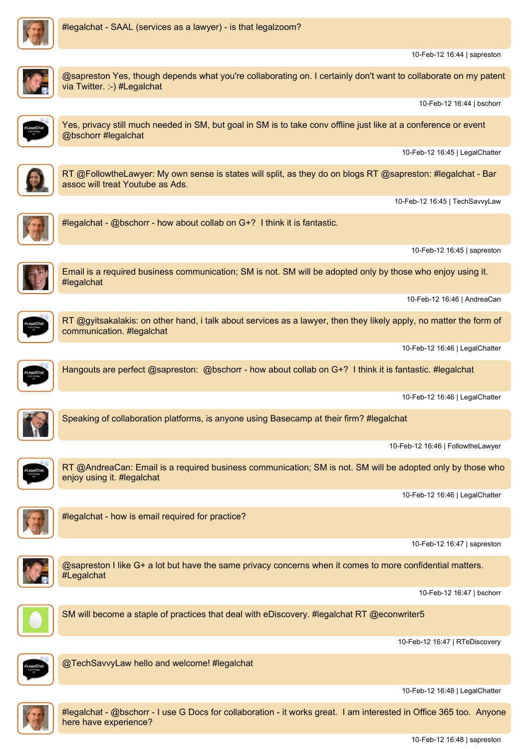#legalchat - SAAL (services as a lawyer) - is that legalzoom?

10-Feb-12 16:44 | sapreston

@sapreston Yes, though depends what you're collaborating on. I certainly don't want to collaborate on my patent via Twitter. :-) #Legalchat

10-Feb-12 16:44 | bschorr

Yes, privacy still much needed in SM, but goal in SM is to take conv offline just like at a conference or event @bschorr #legalchat

10-Feb-12 16:45 | LegalChatter

RT @FollowtheLawyer: My own sense is states will split, as they do on blogs RT @sapreston: #legalchat - Bar assoc will treat Youtube as Ads.

10-Feb-12 16:45 | TechSavvyLaw

#legalchat - @bschorr - how about collab on G+? I think it is fantastic.

10-Feb-12 16:45 | sapreston

Email is a required business communication; SM is not. SM will be adopted only by those who enjoy using it. #legalchat

10-Feb-12 16:46 | AndreaCan

RT @gyitsakalakis: on other hand, i talk about services as a lawyer, then they likely apply, no matter the form of communication. #legalchat

10-Feb-12 16:46 | LegalChatter

Hangouts are perfect @sapreston: @bschorr - how about collab on G+? I think it is fantastic. #legalchat

10-Feb-12 16:46 | LegalChatter

Speaking of collaboration platforms, is anyone using Basecamp at their firm? #legalchat

10-Feb-12 16:46 | FollowtheLawyer

RT @AndreaCan: Email is a required business communication; SM is not. SM will be adopted only by those who enjoy using it. #legalchat

10-Feb-12 16:46 | LegalChatter

#legalchat - how is email required for practice?

10-Feb-12 16:47 | sapreston

@sapreston I like G+ a lot but have the same privacy concerns when it comes to more confidential matters. #Legalchat

10-Feb-12 16:47 | bschorr

SM will become a staple of practices that deal with eDiscovery. #legalchat RT @econwriter5

10-Feb-12 16:47 | RTeDiscovery

@TechSavvyLaw hello and welcome! #legalchat

10-Feb-12 16:48 | LegalChatter

#legalchat - @bschorr - I use G Docs for collaboration - it works great. I am interested in Office 365 too. Anyone here have experience?

10-Feb-12 16:48 | sapreston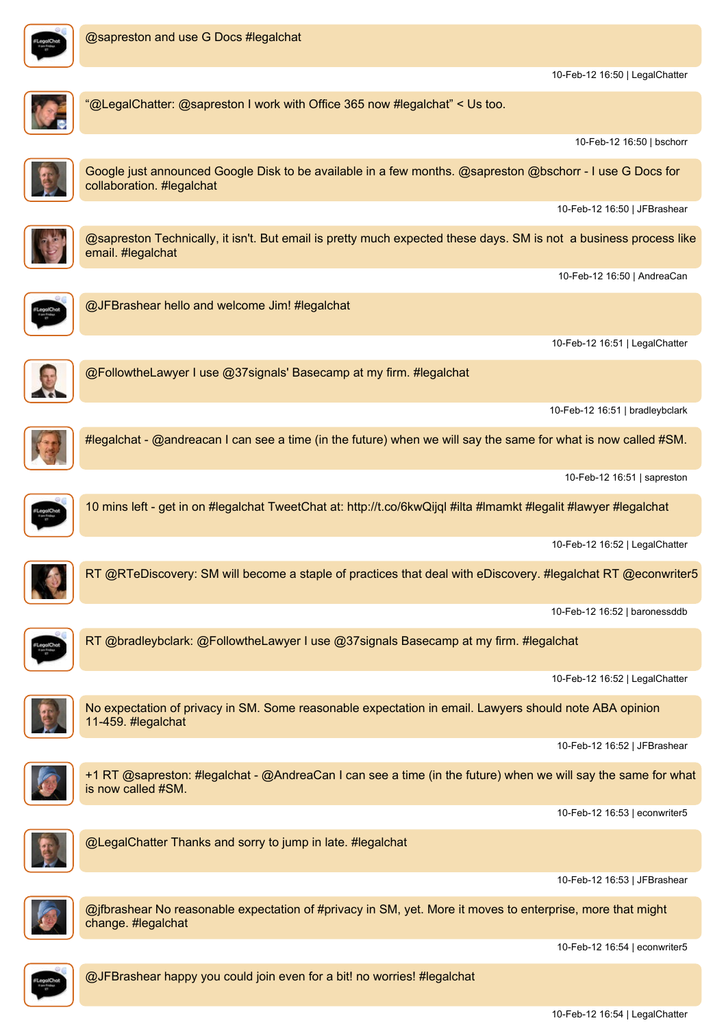@sapreston and use G Docs #legalchat

10-Feb-12 16:50 | LegalChatter

"@LegalChatter: @sapreston I work with Office 365 now #legalchat" < Us too.

10-Feb-12 16:50 | bschorr

Google just announced Google Disk to be available in a few months. @sapreston @bschorr - I use G Docs for collaboration. #legalchat

10-Feb-12 16:50 | JFBrashear

@sapreston Technically, it isn't. But email is pretty much expected these days. SM is not a business process like email. #legalchat

10-Feb-12 16:50 | AndreaCan

@JFBrashear hello and welcome Jim! #legalchat

10-Feb-12 16:51 | LegalChatter

@FollowtheLawyer I use @37signals' Basecamp at my firm. #legalchat

10-Feb-12 16:51 | bradleybclark

#legalchat - @andreacan I can see a time (in the future) when we will say the same for what is now called #SM.

10-Feb-12 16:51 | sapreston

10 mins left - get in on #legalchat TweetChat at: http://t.co/6kwQijql #ilta #lmamkt #legalit #lawyer #legalchat

10-Feb-12 16:52 | LegalChatter

RT @RTeDiscovery: SM will become a staple of practices that deal with eDiscovery. #legalchat RT @econwriter5

10-Feb-12 16:52 | baronessddb

RT @bradleybclark: @FollowtheLawyer I use @37signals Basecamp at my firm. #legalchat

10-Feb-12 16:52 | LegalChatter

No expectation of privacy in SM. Some reasonable expectation in email. Lawyers should note ABA opinion 11-459. #legalchat

10-Feb-12 16:52 | JFBrashear

+1 RT @sapreston: #legalchat - @AndreaCan I can see a time (in the future) when we will say the same for what is now called #SM.

10-Feb-12 16:53 | econwriter5

@LegalChatter Thanks and sorry to jump in late. #legalchat

10-Feb-12 16:53 | JFBrashear

@jfbrashear No reasonable expectation of #privacy in SM, yet. More it moves to enterprise, more that might change. #legalchat

10-Feb-12 16:54 | econwriter5

@JFBrashear happy you could join even for a bit! no worries! #legalchat

10-Feb-12 16:54 | LegalChatter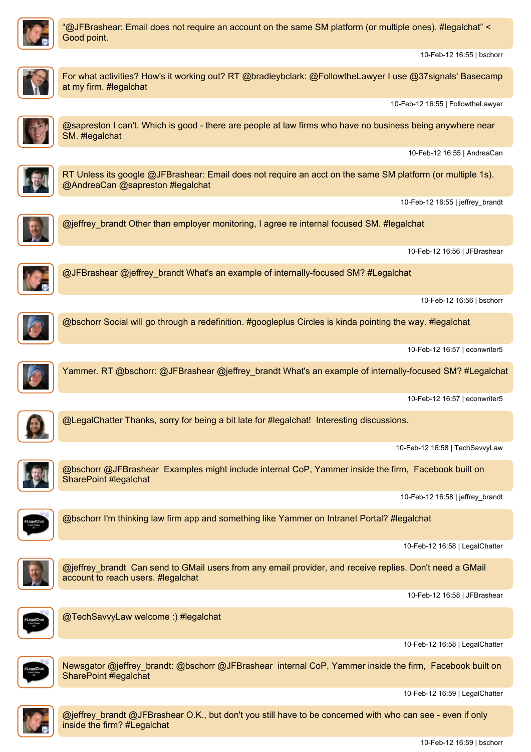"@JFBrashear: Email does not require an account on the same SM platform (or multiple ones). #legalchat" < Good point.

10-Feb-12 16:55 | bschorr

For what activities? How's it working out? RT @bradleybclark: @FollowtheLawyer I use @37signals' Basecamp at my firm. #legalchat

10-Feb-12 16:55 | FollowtheLawyer

@sapreston I can't. Which is good - there are people at law firms who have no business being anywhere near SM. #legalchat

10-Feb-12 16:55 | AndreaCan

RT Unless its google @JFBrashear: Email does not require an acct on the same SM platform (or multiple 1s). @AndreaCan @sapreston #legalchat

10-Feb-12 16:55 | jeffrey_brandt

@jeffrey_brandt Other than employer monitoring, I agree re internal focused SM. #legalchat

10-Feb-12 16:56 | JFBrashear

@JFBrashear @jeffrey_brandt What's an example of internally-focused SM? #Legalchat

10-Feb-12 16:56 | bschorr

@bschorr Social will go through a redefinition. #googleplus Circles is kinda pointing the way. #legalchat

10-Feb-12 16:57 | econwriter5

Yammer. RT @bschorr: @JFBrashear @jeffrey_brandt What's an example of internally-focused SM? #Legalchat

10-Feb-12 16:57 | econwriter5

@LegalChatter Thanks, sorry for being a bit late for #legalchat! Interesting discussions.

10-Feb-12 16:58 | TechSavvyLaw

@bschorr @JFBrashear Examples might include internal CoP, Yammer inside the firm, Facebook built on SharePoint #legalchat

10-Feb-12 16:58 | jeffrey_brandt

@bschorr I'm thinking law firm app and something like Yammer on Intranet Portal? #legalchat

10-Feb-12 16:58 | LegalChatter

@jeffrey_brandt Can send to GMail users from any email provider, and receive replies. Don't need a GMail account to reach users. #legalchat

10-Feb-12 16:58 | JFBrashear

@TechSavvyLaw welcome :) #legalchat

10-Feb-12 16:58 | LegalChatter

Newsgator @jeffrey_brandt: @bschorr @JFBrashear internal CoP, Yammer inside the firm, Facebook built on SharePoint #legalchat

10-Feb-12 16:59 | LegalChatter

@jeffrey_brandt @JFBrashear O.K., but don't you still have to be concerned with who can see - even if only inside the firm? #Legalchat

10-Feb-12 16:59 | bschorr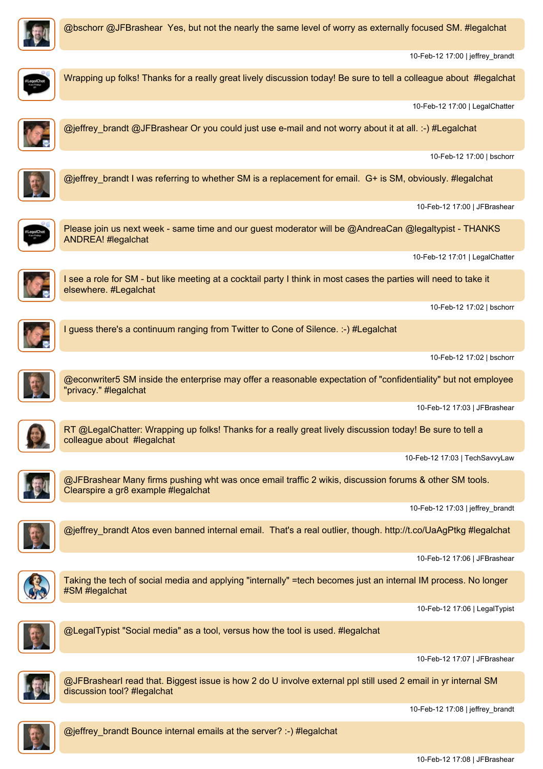@bschorr @JFBrashear  Yes, but not the nearly the same level of worry as externally focused SM. #legalchat

10-Feb-12 17:00 | jeffrey_brandt

Wrapping up folks! Thanks for a really great lively discussion today! Be sure to tell a colleague about  #legalchat

10-Feb-12 17:00 | LegalChatter

@jeffrey_brandt @JFBrashear Or you could just use e-mail and not worry about it at all. :-) #Legalchat

10-Feb-12 17:00 | bschorr

@jeffrey_brandt I was referring to whether SM is a replacement for email.  G+ is SM, obviously. #legalchat

10-Feb-12 17:00 | JFBrashear

Please join us next week - same time and our guest moderator will be @AndreaCan @legaltypist - THANKS ANDREA! #legalchat

10-Feb-12 17:01 | LegalChatter

I see a role for SM - but like meeting at a cocktail party I think in most cases the parties will need to take it elsewhere. #Legalchat

10-Feb-12 17:02 | bschorr

I guess there's a continuum ranging from Twitter to Cone of Silence. :-) #Legalchat

10-Feb-12 17:02 | bschorr

@econwriter5 SM inside the enterprise may offer a reasonable expectation of "confidentiality" but not employee "privacy." #legalchat

10-Feb-12 17:03 | JFBrashear

RT @LegalChatter: Wrapping up folks! Thanks for a really great lively discussion today! Be sure to tell a colleague about  #legalchat

10-Feb-12 17:03 | TechSavvyLaw

@JFBrashear Many firms pushing wht was once email traffic 2 wikis, discussion forums & other SM tools. Clearspire a gr8 example #legalchat

10-Feb-12 17:03 | jeffrey_brandt

@jeffrey_brandt Atos even banned internal email.  That's a real outlier, though. http://t.co/UaAgPtkg #legalchat

10-Feb-12 17:06 | JFBrashear

Taking the tech of social media and applying "internally" =tech becomes just an internal IM process. No longer #SM #legalchat

10-Feb-12 17:06 | LegalTypist

@LegalTypist "Social media" as a tool, versus how the tool is used. #legalchat

10-Feb-12 17:07 | JFBrashear

@JFBrashearI read that. Biggest issue is how 2 do U involve external ppl still used 2 email in yr internal SM discussion tool? #legalchat

10-Feb-12 17:08 | jeffrey_brandt

@jeffrey_brandt Bounce internal emails at the server? :-) #legalchat

10-Feb-12 17:08 | JFBrashear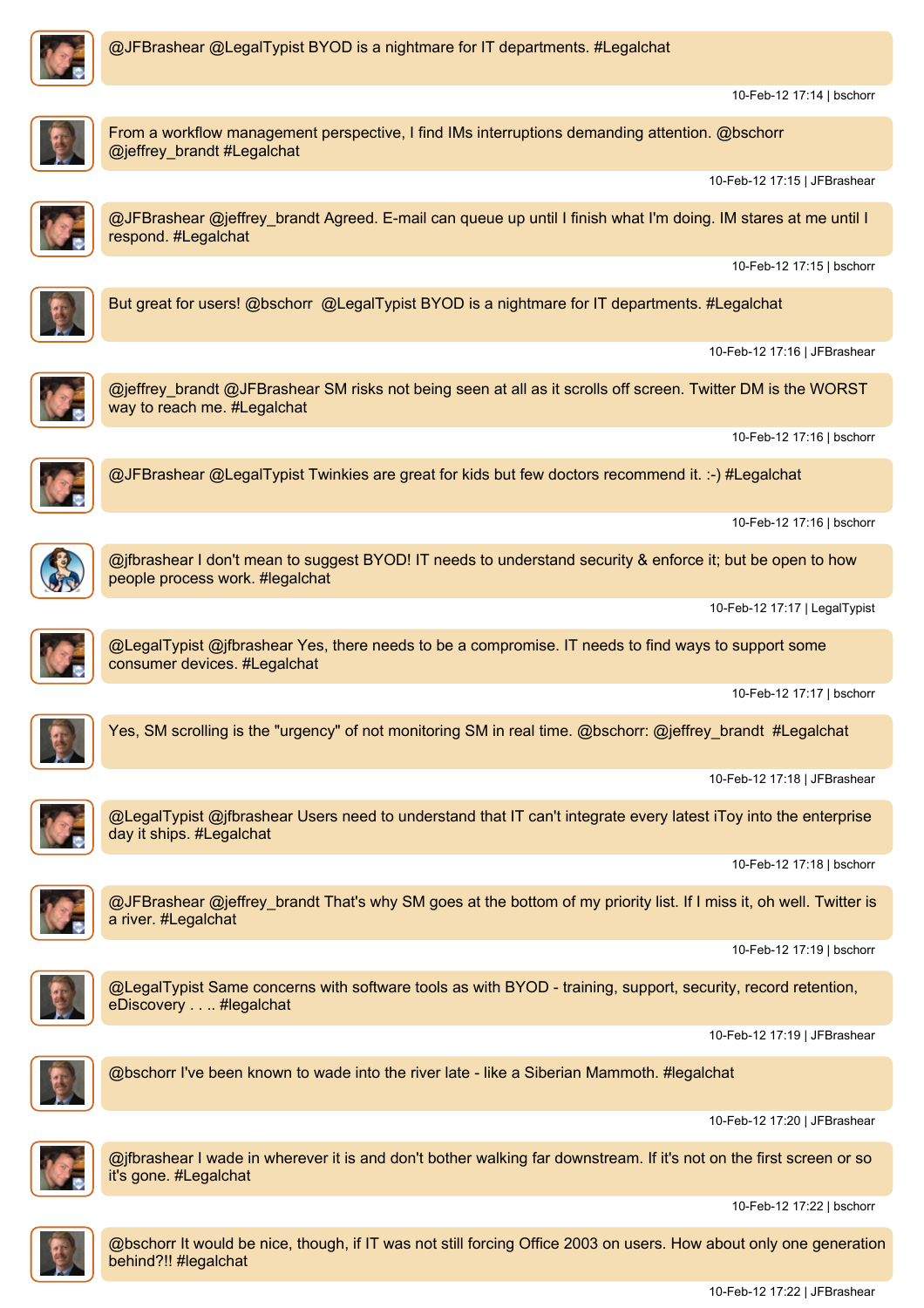@JFBrashear @LegalTypist BYOD is a nightmare for IT departments. #Legalchat

10-Feb-12 17:14 | bschorr

From a workflow management perspective, I find IMs interruptions demanding attention. @bschorr @jeffrey_brandt #Legalchat

10-Feb-12 17:15 | JFBrashear

@JFBrashear @jeffrey_brandt Agreed. E-mail can queue up until I finish what I'm doing. IM stares at me until I respond. #Legalchat

10-Feb-12 17:15 | bschorr

But great for users! @bschorr  @LegalTypist BYOD is a nightmare for IT departments. #Legalchat

10-Feb-12 17:16 | JFBrashear

@jeffrey_brandt @JFBrashear SM risks not being seen at all as it scrolls off screen. Twitter DM is the WORST way to reach me. #Legalchat

10-Feb-12 17:16 | bschorr

@JFBrashear @LegalTypist Twinkies are great for kids but few doctors recommend it. :-) #Legalchat

10-Feb-12 17:16 | bschorr

@jfbrashear I don't mean to suggest BYOD! IT needs to understand security & enforce it; but be open to how people process work. #legalchat

10-Feb-12 17:17 | LegalTypist

@LegalTypist @jfbrashear Yes, there needs to be a compromise. IT needs to find ways to support some consumer devices. #Legalchat

10-Feb-12 17:17 | bschorr

Yes, SM scrolling is the "urgency" of not monitoring SM in real time. @bschorr: @jeffrey_brandt  #Legalchat

10-Feb-12 17:18 | JFBrashear

@LegalTypist @jfbrashear Users need to understand that IT can't integrate every latest iToy into the enterprise day it ships. #Legalchat

10-Feb-12 17:18 | bschorr

@JFBrashear @jeffrey_brandt That's why SM goes at the bottom of my priority list. If I miss it, oh well. Twitter is a river. #Legalchat

10-Feb-12 17:19 | bschorr

@LegalTypist Same concerns with software tools as with BYOD - training, support, security, record retention, eDiscovery . . .. #legalchat

10-Feb-12 17:19 | JFBrashear

@bschorr I've been known to wade into the river late - like a Siberian Mammoth. #legalchat

10-Feb-12 17:20 | JFBrashear

@jfbrashear I wade in wherever it is and don't bother walking far downstream. If it's not on the first screen or so it's gone. #Legalchat

10-Feb-12 17:22 | bschorr

@bschorr It would be nice, though, if IT was not still forcing Office 2003 on users. How about only one generation behind?!! #legalchat

10-Feb-12 17:22 | JFBrashear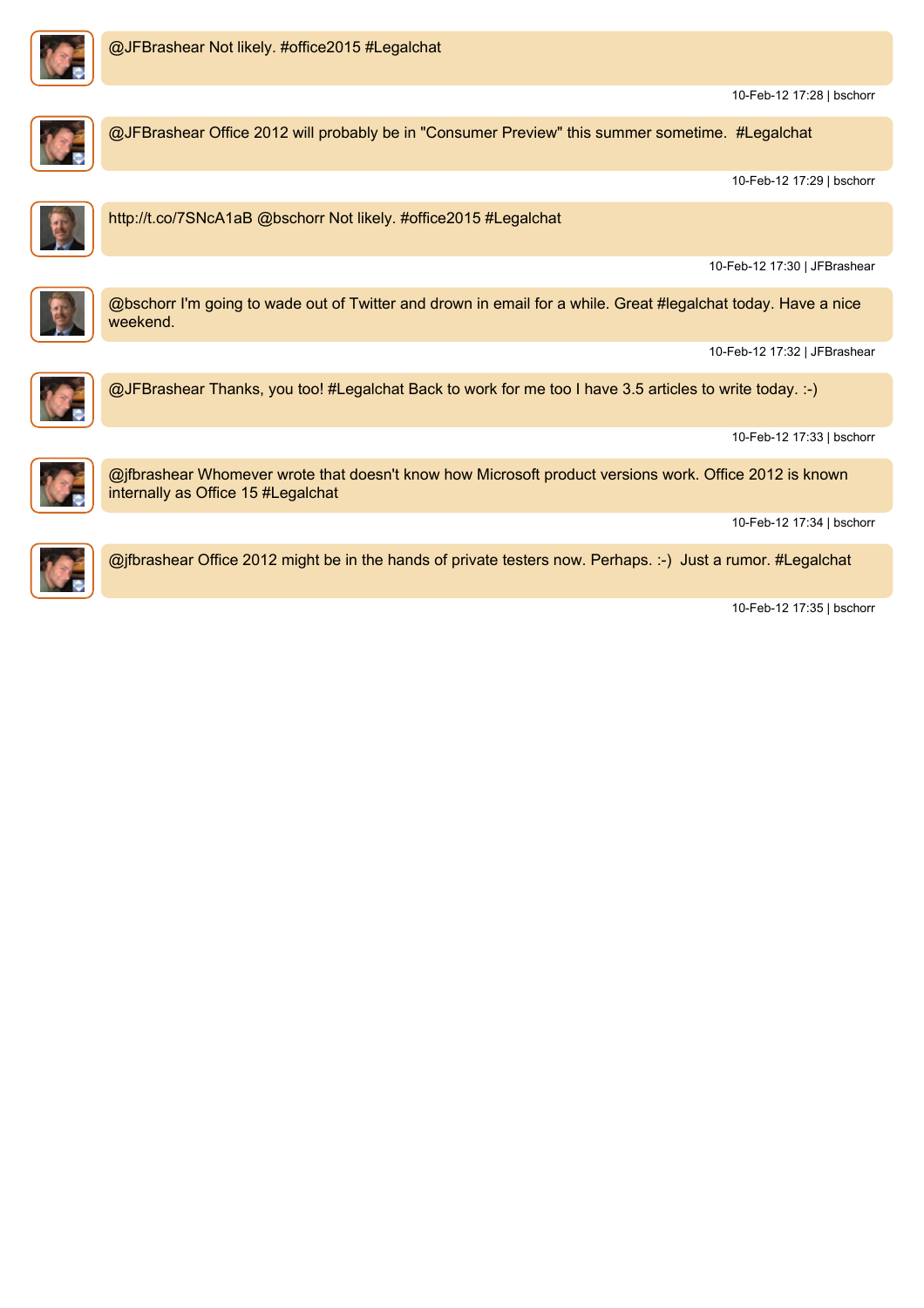@JFBrashear Not likely. #office2015 #Legalchat

10-Feb-12 17:28 | bschorr

@JFBrashear Office 2012 will probably be in "Consumer Preview" this summer sometime. #Legalchat

10-Feb-12 17:29 | bschorr

http://t.co/7SNcA1aB @bschorr Not likely. #office2015 #Legalchat

10-Feb-12 17:30 | JFBrashear

@bschorr I'm going to wade out of Twitter and drown in email for a while. Great #legalchat today. Have a nice weekend.

10-Feb-12 17:32 | JFBrashear

@JFBrashear Thanks, you too! #Legalchat Back to work for me too I have 3.5 articles to write today. :-)

10-Feb-12 17:33 | bschorr

@jfbrashear Whomever wrote that doesn't know how Microsoft product versions work. Office 2012 is known internally as Office 15 #Legalchat

10-Feb-12 17:34 | bschorr

@jfbrashear Office 2012 might be in the hands of private testers now. Perhaps. :-) Just a rumor. #Legalchat

10-Feb-12 17:35 | bschorr